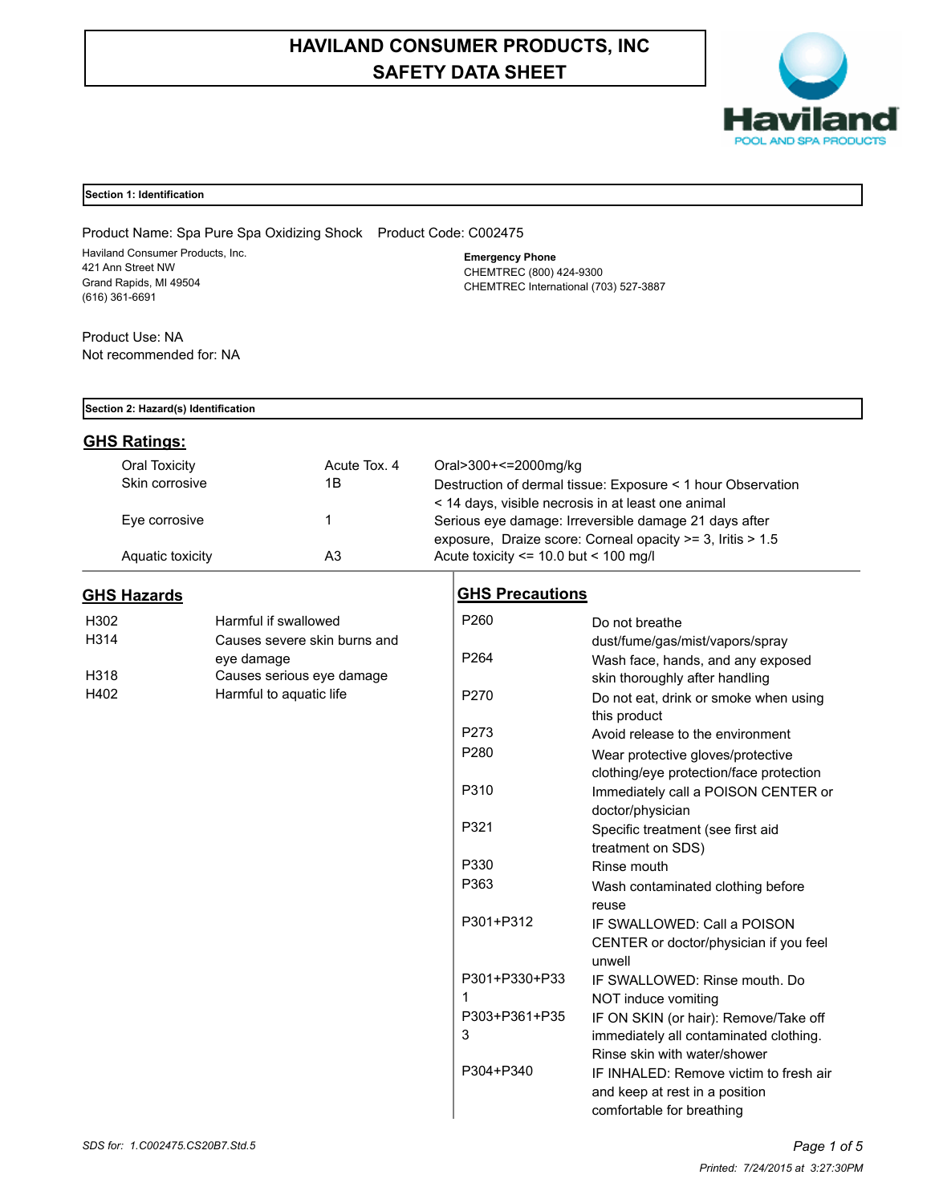# HAVILAND CONSUMER PRODUCTS, INC
# SAFETY DATA SHEET

Haviland
POOL AND SPA PRODUCTS

## Section 1: Identification

Product Name: Spa Pure Spa Oxidizing Shock    Product Code: C002475

Haviland Consumer Products, Inc.
421 Ann Street NW
Grand Rapids, MI 49504
(616) 361-6691

**Emergency Phone**
CHEMTREC (800) 424-9300
CHEMTREC International (703) 527-3887

Product Use: NA
Not recommended for: NA

## Section 2: Hazard(s) Identification

### GHS Ratings:

| | | |
|---|---|---|
| Oral Toxicity | Acute Tox. 4 | Oral>300+<=2000mg/kg |
| Skin corrosive | 1B | Destruction of dermal tissue: Exposure < 1 hour Observation < 14 days, visible necrosis in at least one animal |
| Eye corrosive | 1 | Serious eye damage: Irreversible damage 21 days after exposure, Draize score: Corneal opacity >= 3, Iritis > 1.5 |
| Aquatic toxicity | A3 | Acute toxicity <= 10.0 but < 100 mg/l |

### GHS Hazards

| | |
|---|---|
| H302 | Harmful if swallowed |
| H314 | Causes severe skin burns and eye damage |
| H318 | Causes serious eye damage |
| H402 | Harmful to aquatic life |

### GHS Precautions

| | |
|---|---|
| P260 | Do not breathe dust/fume/gas/mist/vapors/spray |
| P264 | Wash face, hands, and any exposed skin thoroughly after handling |
| P270 | Do not eat, drink or smoke when using this product |
| P273 | Avoid release to the environment |
| P280 | Wear protective gloves/protective clothing/eye protection/face protection |
| P310 | Immediately call a POISON CENTER or doctor/physician |
| P321 | Specific treatment (see first aid treatment on SDS) |
| P330 | Rinse mouth |
| P363 | Wash contaminated clothing before reuse |
| P301+P312 | IF SWALLOWED: Call a POISON CENTER or doctor/physician if you feel unwell |
| P301+P330+P331 | IF SWALLOWED: Rinse mouth. Do NOT induce vomiting |
| P303+P361+P353 | IF ON SKIN (or hair): Remove/Take off immediately all contaminated clothing. Rinse skin with water/shower |
| P304+P340 | IF INHALED: Remove victim to fresh air and keep at rest in a position comfortable for breathing |

*SDS for: 1.C002475.CS20B7.Std.5*

*Printed: 7/24/2015 at 3:27:30PM*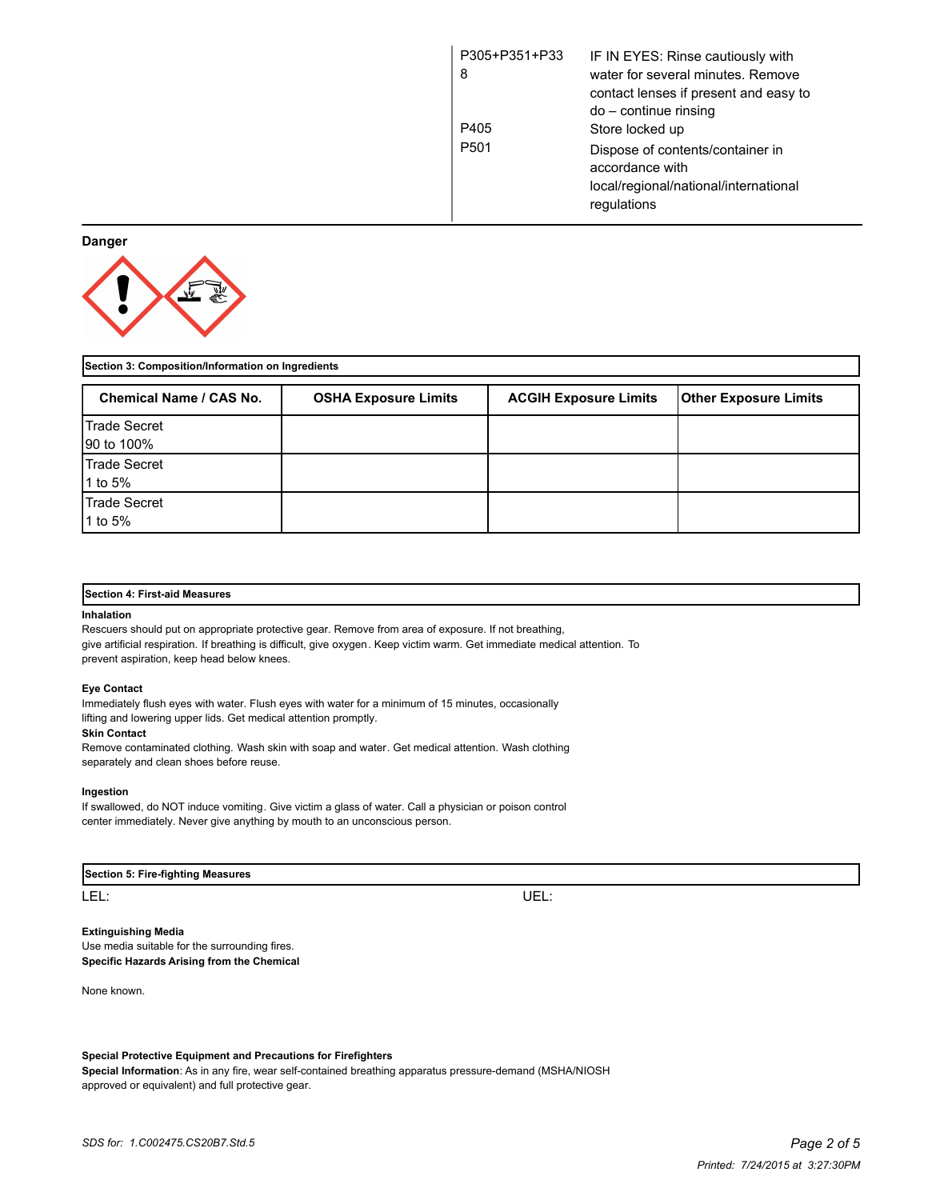| | |
|---|---|
| P305+P351+P338 | IF IN EYES: Rinse cautiously with water for several minutes. Remove contact lenses if present and easy to do – continue rinsing |
| P405 | Store locked up |
| P501 | Dispose of contents/container in accordance with local/regional/national/international regulations |

**Danger**

## Section 3: Composition/Information on Ingredients

| Chemical Name / CAS No. | OSHA Exposure Limits | ACGIH Exposure Limits | Other Exposure Limits |
|---|---|---|---|
| Trade Secret<br>90 to 100% | | | |
| Trade Secret<br>1 to 5% | | | |
| Trade Secret<br>1 to 5% | | | |

## Section 4: First-aid Measures

**Inhalation**

Rescuers should put on appropriate protective gear. Remove from area of exposure. If not breathing, give artificial respiration. If breathing is difficult, give oxygen. Keep victim warm. Get immediate medical attention. To prevent aspiration, keep head below knees.

**Eye Contact**

Immediately flush eyes with water. Flush eyes with water for a minimum of 15 minutes, occasionally lifting and lowering upper lids. Get medical attention promptly.

**Skin Contact**

Remove contaminated clothing. Wash skin with soap and water. Get medical attention. Wash clothing separately and clean shoes before reuse.

**Ingestion**

If swallowed, do NOT induce vomiting. Give victim a glass of water. Call a physician or poison control center immediately. Never give anything by mouth to an unconscious person.

## Section 5: Fire-fighting Measures

LEL: UEL:

**Extinguishing Media**

Use media suitable for the surrounding fires.

**Specific Hazards Arising from the Chemical**

None known.

**Special Protective Equipment and Precautions for Firefighters**

**Special Information**: As in any fire, wear self-contained breathing apparatus pressure-demand (MSHA/NIOSH approved or equivalent) and full protective gear.

*SDS for: 1.C002475.CS20B7.Std.5*

*Printed: 7/24/2015 at 3:27:30PM*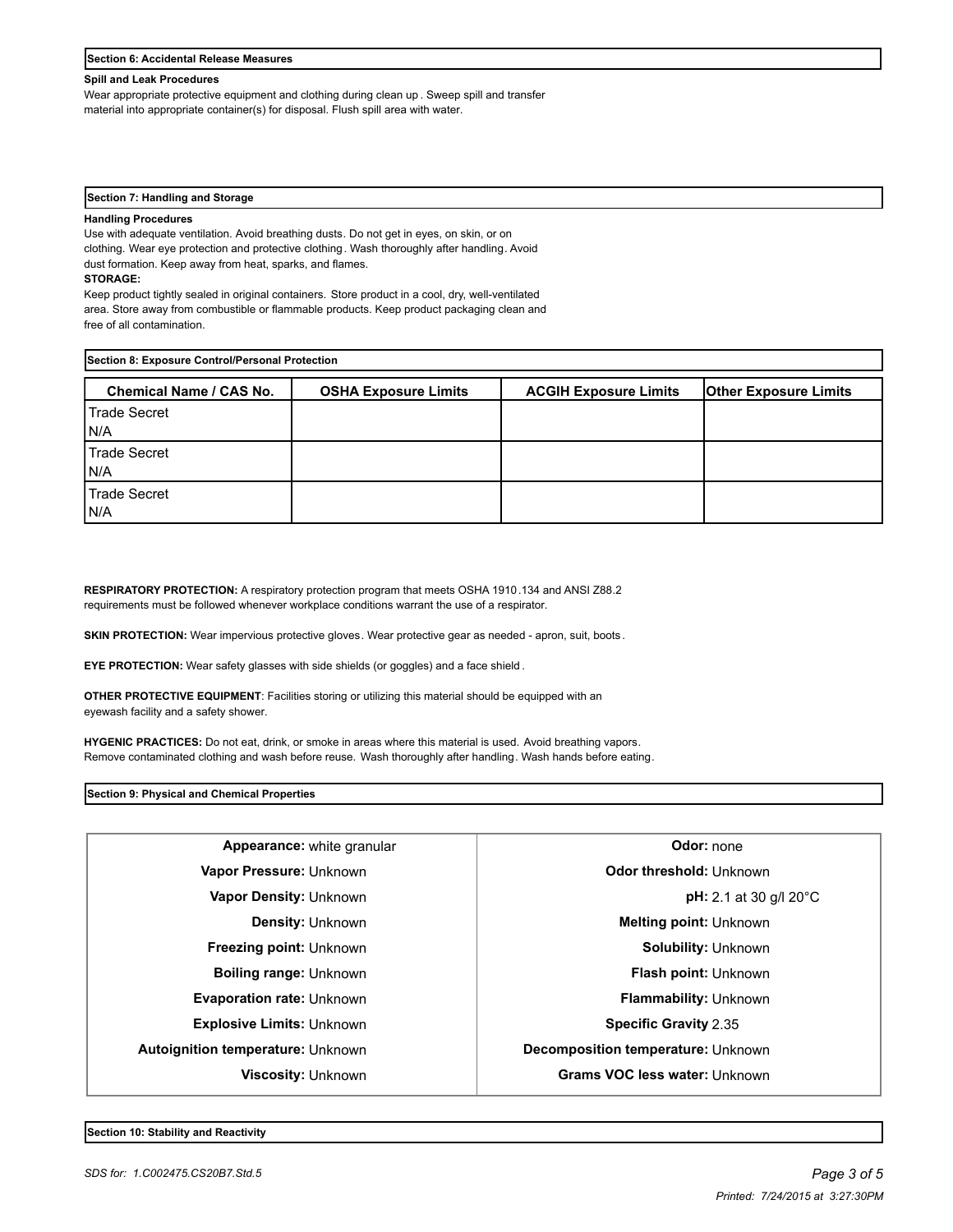## Section 6: Accidental Release Measures

**Spill and Leak Procedures**

Wear appropriate protective equipment and clothing during clean up . Sweep spill and transfer material into appropriate container(s) for disposal. Flush spill area with water.

## Section 7: Handling and Storage

**Handling Procedures**

Use with adequate ventilation. Avoid breathing dusts. Do not get in eyes, on skin, or on clothing. Wear eye protection and protective clothing. Wash thoroughly after handling. Avoid dust formation. Keep away from heat, sparks, and flames.

**STORAGE:**

Keep product tightly sealed in original containers. Store product in a cool, dry, well-ventilated area. Store away from combustible or flammable products. Keep product packaging clean and free of all contamination.

## Section 8: Exposure Control/Personal Protection

| Chemical Name / CAS No. | OSHA Exposure Limits | ACGIH Exposure Limits | Other Exposure Limits |
|---|---|---|---|
| Trade Secret N/A | | | |
| Trade Secret N/A | | | |
| Trade Secret N/A | | | |

**RESPIRATORY PROTECTION:** A respiratory protection program that meets OSHA 1910.134 and ANSI Z88.2 requirements must be followed whenever workplace conditions warrant the use of a respirator.

**SKIN PROTECTION:** Wear impervious protective gloves. Wear protective gear as needed - apron, suit, boots.

**EYE PROTECTION:** Wear safety glasses with side shields (or goggles) and a face shield.

**OTHER PROTECTIVE EQUIPMENT**: Facilities storing or utilizing this material should be equipped with an eyewash facility and a safety shower.

**HYGENIC PRACTICES:** Do not eat, drink, or smoke in areas where this material is used. Avoid breathing vapors. Remove contaminated clothing and wash before reuse. Wash thoroughly after handling. Wash hands before eating.

## Section 9: Physical and Chemical Properties

| | |
|---|---|
| **Appearance:** white granular | **Odor:** none |
| **Vapor Pressure:** Unknown | **Odor threshold:** Unknown |
| **Vapor Density:** Unknown | **pH:** 2.1 at 30 g/l 20°C |
| **Density:** Unknown | **Melting point:** Unknown |
| **Freezing point:** Unknown | **Solubility:** Unknown |
| **Boiling range:** Unknown | **Flash point:** Unknown |
| **Evaporation rate:** Unknown | **Flammability:** Unknown |
| **Explosive Limits:** Unknown | **Specific Gravity** 2.35 |
| **Autoignition temperature:** Unknown | **Decomposition temperature:** Unknown |
| **Viscosity:** Unknown | **Grams VOC less water:** Unknown |

## Section 10: Stability and Reactivity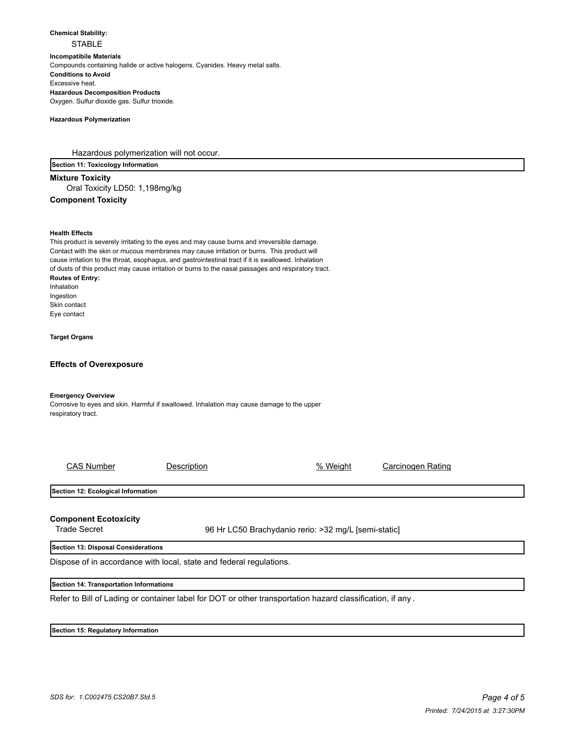**Chemical Stability:**

STABLE

**Incompatibile Materials**

Compounds containing halide or active halogens. Cyanides. Heavy metal salts.

**Conditions to Avoid**

Excessive heat.

**Hazardous Decomposition Products**

Oxygen. Sulfur dioxide gas. Sulfur trioxide.

**Hazardous Polymerization**

Hazardous polymerization will not occur.

## Section 11: Toxicology Information

**Mixture Toxicity**

Oral Toxicity LD50: 1,198mg/kg

**Component Toxicity**

**Health Effects**

This product is severely irritating to the eyes and may cause burns and irreversible damage. Contact with the skin or mucous membranes may cause irritation or burns. This product will cause irritation to the throat, esophagus, and gastrointestinal tract if it is swallowed. Inhalation of dusts of this product may cause irritation or burns to the nasal passages and respiratory tract.

**Routes of Entry:**

Inhalation
Ingestion
Skin contact
Eye contact

**Target Organs**

**Effects of Overexposure**

**Emergency Overview**

Corrosive to eyes and skin. Harmful if swallowed. Inhalation may cause damage to the upper respiratory tract.

| CAS Number | Description | % Weight | Carcinogen Rating |
|---|---|---|---|

## Section 12: Ecological Information

**Component Ecotoxicity**

| | |
|---|---|
| Trade Secret | 96 Hr LC50 Brachydanio rerio: >32 mg/L [semi-static] |

## Section 13: Disposal Considerations

Dispose of in accordance with local, state and federal regulations.

## Section 14: Transportation Informations

Refer to Bill of Lading or container label for DOT or other transportation hazard classification, if any .

## Section 15: Regulatory Information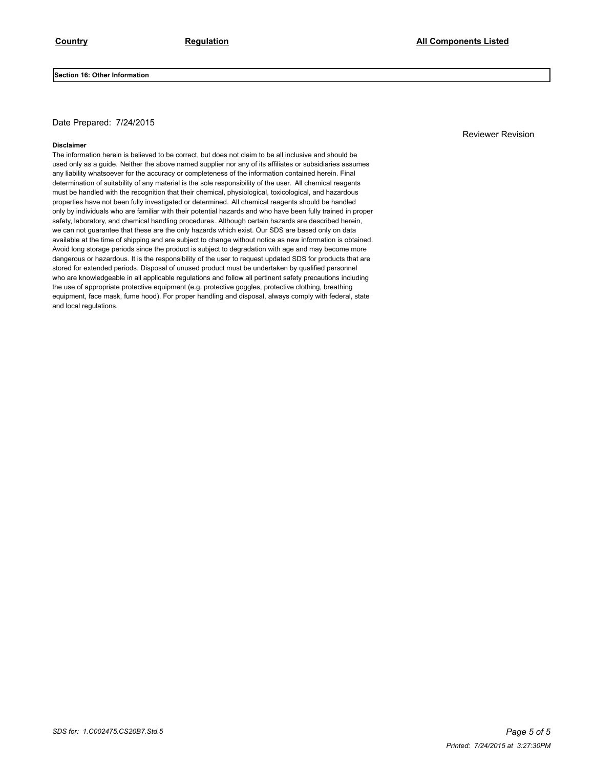| Country | Regulation | All Components Listed |
|---|---|---|

## Section 16: Other Information

Date Prepared: 7/24/2015

Reviewer Revision

**Disclaimer**

The information herein is believed to be correct, but does not claim to be all inclusive and should be used only as a guide. Neither the above named supplier nor any of its affiliates or subsidiaries assumes any liability whatsoever for the accuracy or completeness of the information contained herein. Final determination of suitability of any material is the sole responsibility of the user. All chemical reagents must be handled with the recognition that their chemical, physiological, toxicological, and hazardous properties have not been fully investigated or determined. All chemical reagents should be handled only by individuals who are familiar with their potential hazards and who have been fully trained in proper safety, laboratory, and chemical handling procedures. Although certain hazards are described herein, we can not guarantee that these are the only hazards which exist. Our SDS are based only on data available at the time of shipping and are subject to change without notice as new information is obtained. Avoid long storage periods since the product is subject to degradation with age and may become more dangerous or hazardous. It is the responsibility of the user to request updated SDS for products that are stored for extended periods. Disposal of unused product must be undertaken by qualified personnel who are knowledgeable in all applicable regulations and follow all pertinent safety precautions including the use of appropriate protective equipment (e.g. protective goggles, protective clothing, breathing equipment, face mask, fume hood). For proper handling and disposal, always comply with federal, state and local regulations.